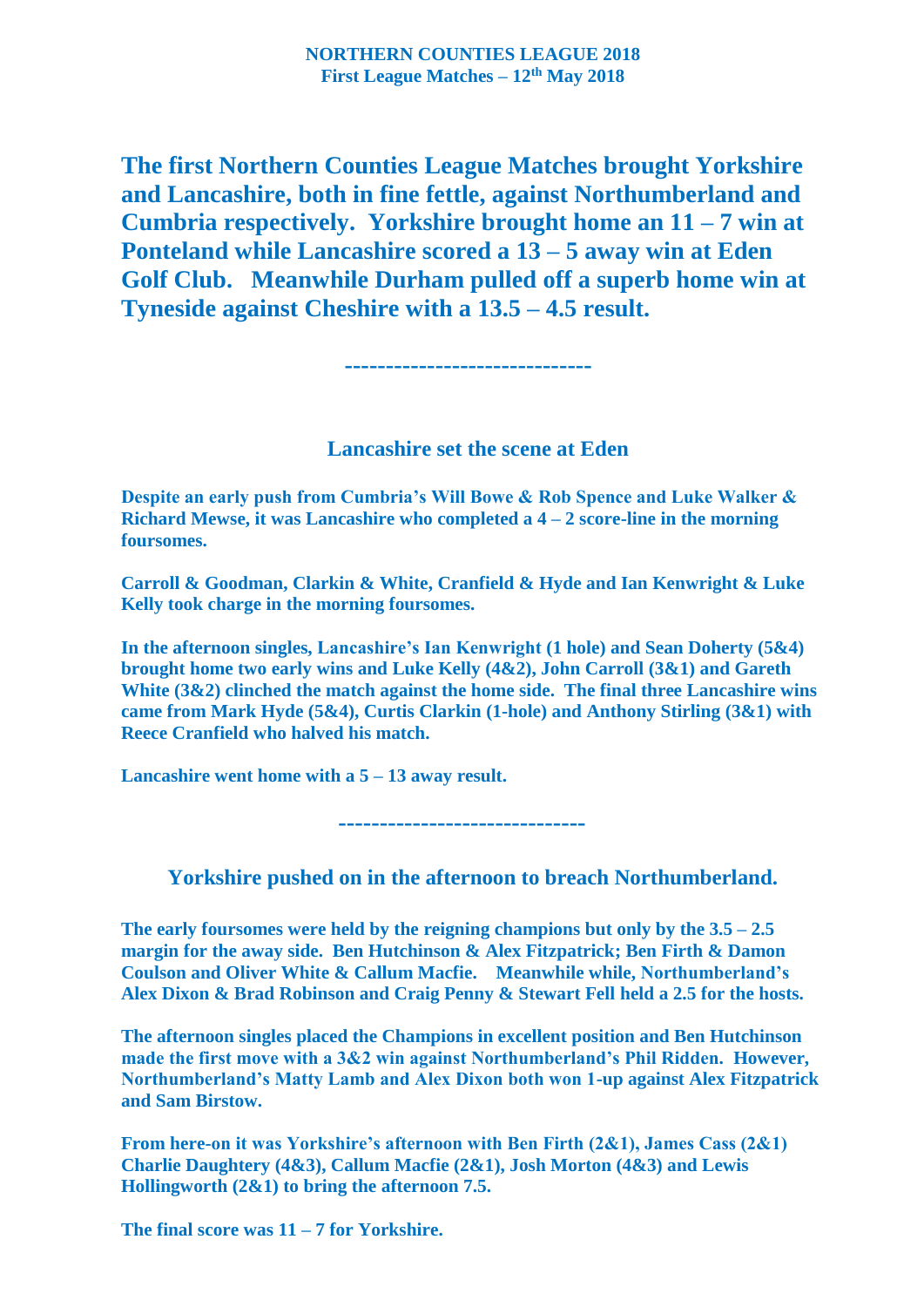# NORTHERN COUNTIES LEAGUE 2018

**First League Matches – 12th May 2018**

**The first Northern Counties League Matches brought Yorkshire and Lancashire, both in fine fettle, against Northumberland and Cumbria respectively. Yorkshire brought home an 11 – 7 win at Ponteland while Lancashire scored a 13 – 5 away win at Eden Golf Club. Meanwhile Durham pulled off a superb home win at Tyneside against Cheshire with a 13.5 – 4.5 result.**

-----------------------------

## Lancashire set the scene at Eden

**Despite an early push from Cumbria's Will Bowe & Rob Spence and Luke Walker & Richard Mewse, it was Lancashire who completed a 4 – 2 score-line in the morning foursomes.**

**Carroll & Goodman, Clarkin & White, Cranfield & Hyde and Ian Kenwright & Luke Kelly took charge in the morning foursomes.**

**In the afternoon singles, Lancashire's Ian Kenwright (1 hole) and Sean Doherty (5&4) brought home two early wins and Luke Kelly (4&2), John Carroll (3&1) and Gareth White (3&2) clinched the match against the home side. The final three Lancashire wins came from Mark Hyde (5&4), Curtis Clarkin (1-hole) and Anthony Stirling (3&1) with Reece Cranfield who halved his match.**

**Lancashire went home with a 5 – 13 away result.**

-----------------------------

## Yorkshire pushed on in the afternoon to breach Northumberland.

**The early foursomes were held by the reigning champions but only by the 3.5 – 2.5 margin for the away side. Ben Hutchinson & Alex Fitzpatrick; Ben Firth & Damon Coulson and Oliver White & Callum Macfie. Meanwhile while, Northumberland's Alex Dixon & Brad Robinson and Craig Penny & Stewart Fell held a 2.5 for the hosts.**

**The afternoon singles placed the Champions in excellent position and Ben Hutchinson made the first move with a 3&2 win against Northumberland's Phil Ridden. However, Northumberland's Matty Lamb and Alex Dixon both won 1-up against Alex Fitzpatrick and Sam Birstow.**

**From here-on it was Yorkshire's afternoon with Ben Firth (2&1), James Cass (2&1) Charlie Daughtery (4&3), Callum Macfie (2&1), Josh Morton (4&3) and Lewis Hollingworth (2&1) to bring the afternoon 7.5.**

**The final score was 11 – 7 for Yorkshire.**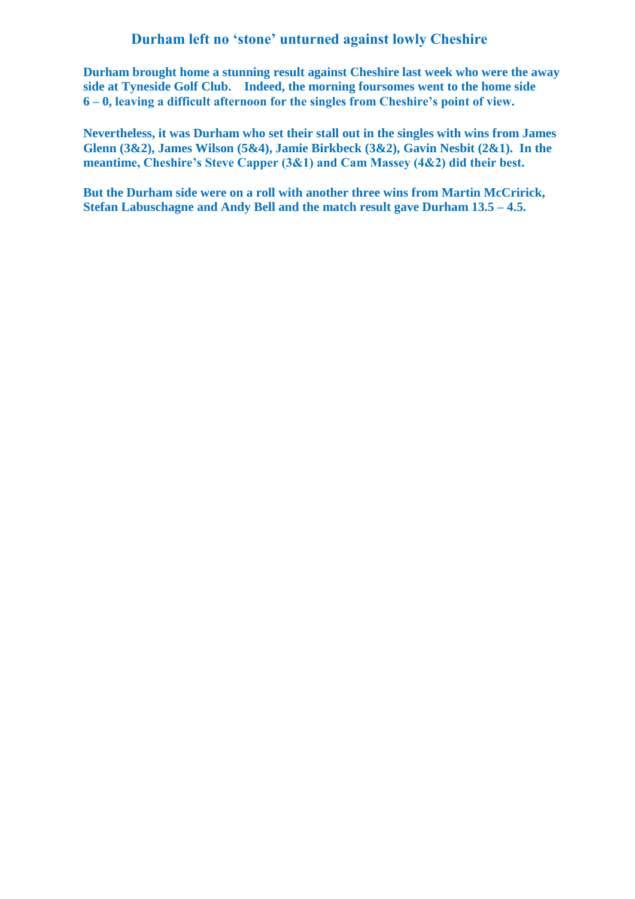# Durham left no 'stone' unturned against lowly Cheshire

**Durham brought home a stunning result against Cheshire last week who were the away side at Tyneside Golf Club. Indeed, the morning foursomes went to the home side 6 – 0, leaving a difficult afternoon for the singles from Cheshire's point of view.**

**Nevertheless, it was Durham who set their stall out in the singles with wins from James Glenn (3&2), James Wilson (5&4), Jamie Birkbeck (3&2), Gavin Nesbit (2&1). In the meantime, Cheshire's Steve Capper (3&1) and Cam Massey (4&2) did their best.**

**But the Durham side were on a roll with another three wins from Martin McCririck, Stefan Labuschagne and Andy Bell and the match result gave Durham 13.5 – 4.5.**